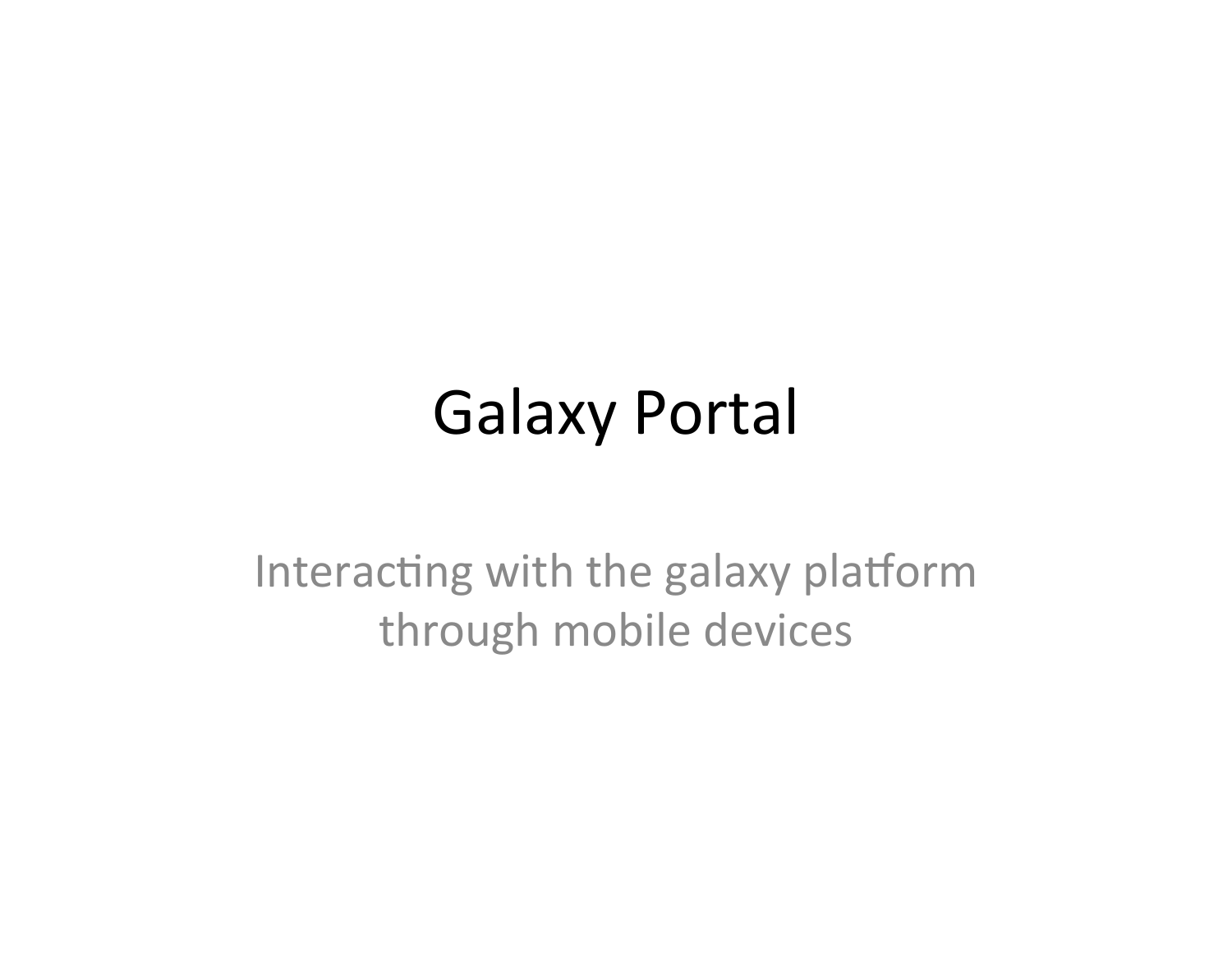# Galaxy Portal

Interacting with the galaxy platform through mobile devices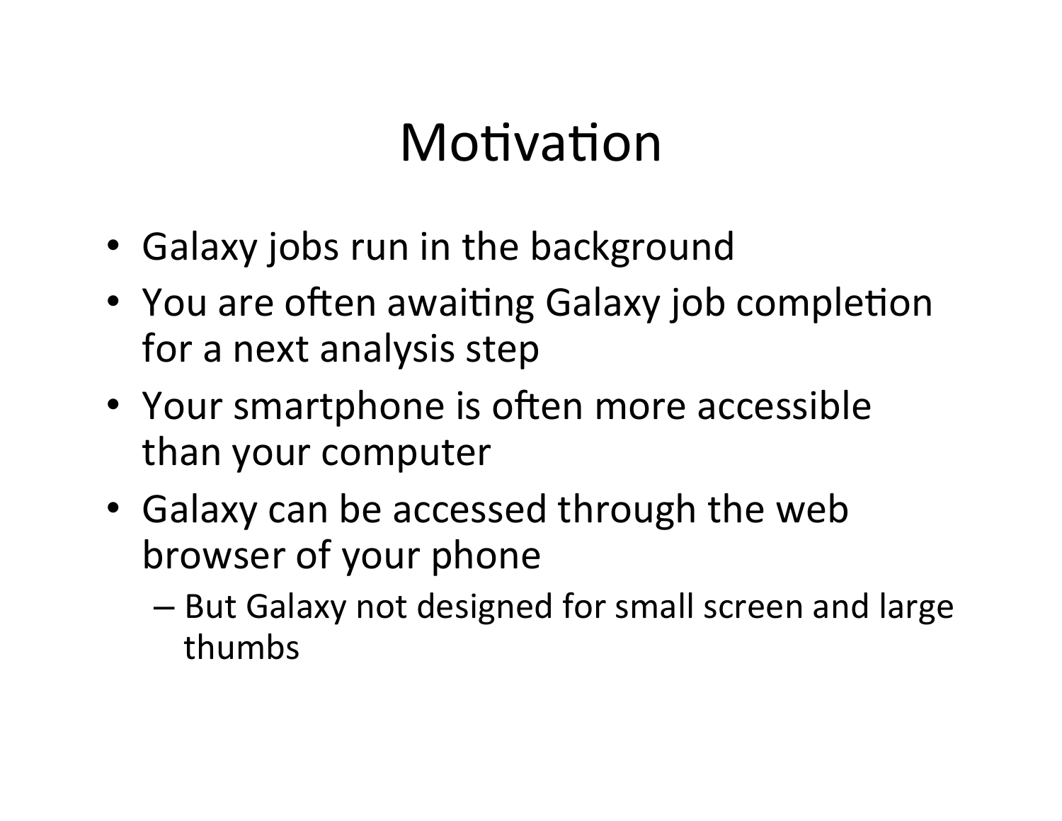# Motivation

- Galaxy jobs run in the background
- You are often awaiting Galaxy job completion for a next analysis step
- Your smartphone is often more accessible than your computer
- Galaxy can be accessed through the web browser of your phone
  - But Galaxy not designed for small screen and large thumbs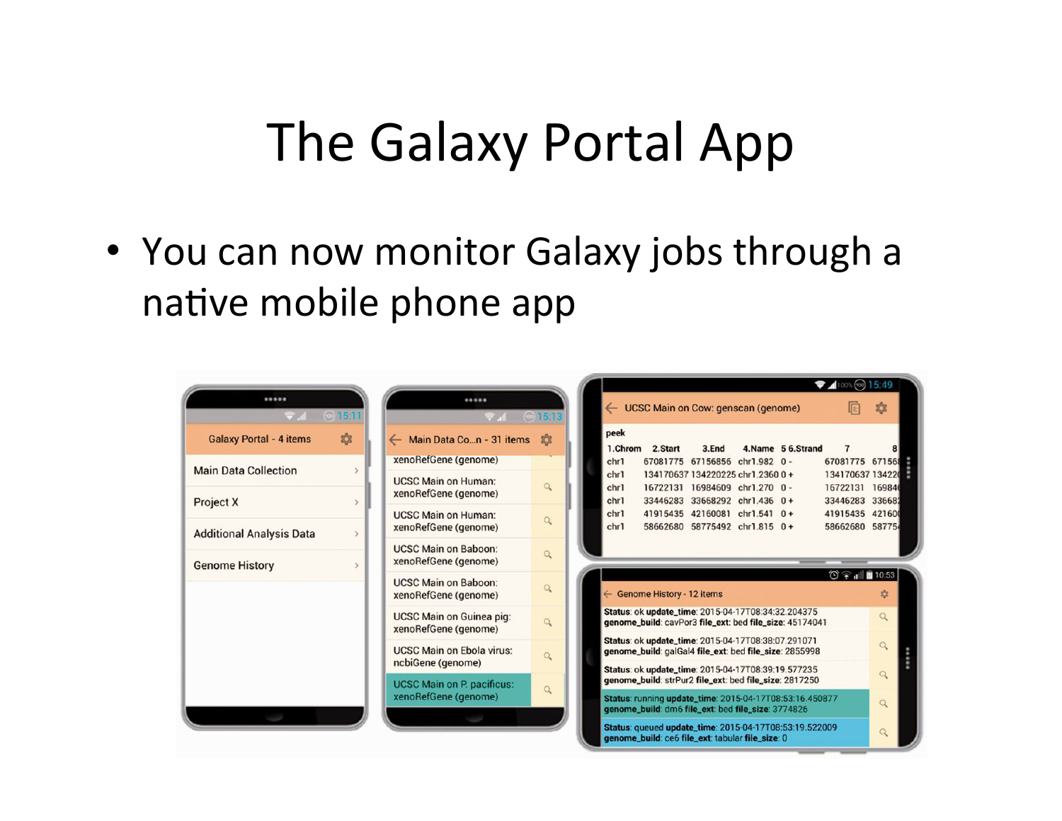# The Galaxy Portal App

- You can now monitor Galaxy jobs through a native mobile phone app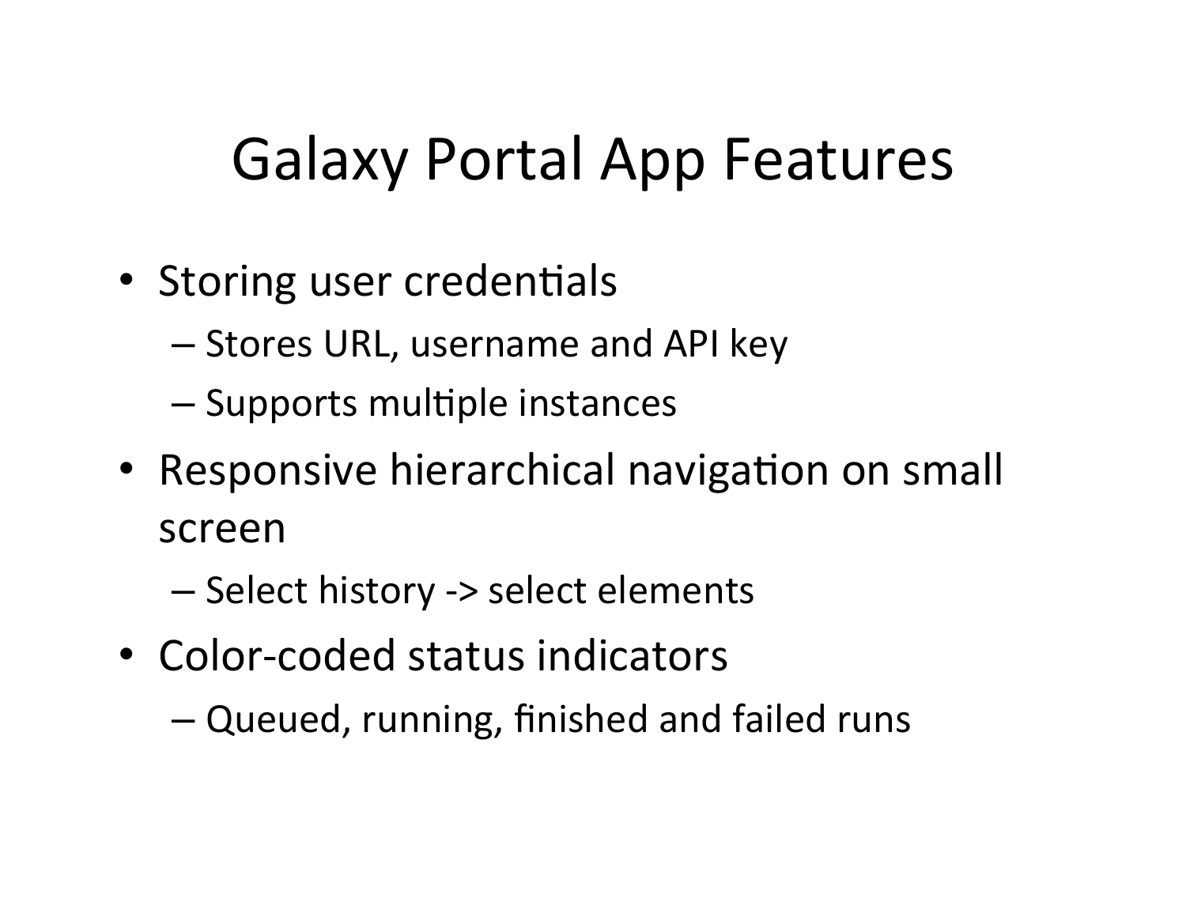# Galaxy Portal App Features

- Storing user credentials
  - Stores URL, username and API key
  - Supports multiple instances
- Responsive hierarchical navigation on small screen
  - Select history -> select elements
- Color-coded status indicators
  - Queued, running, finished and failed runs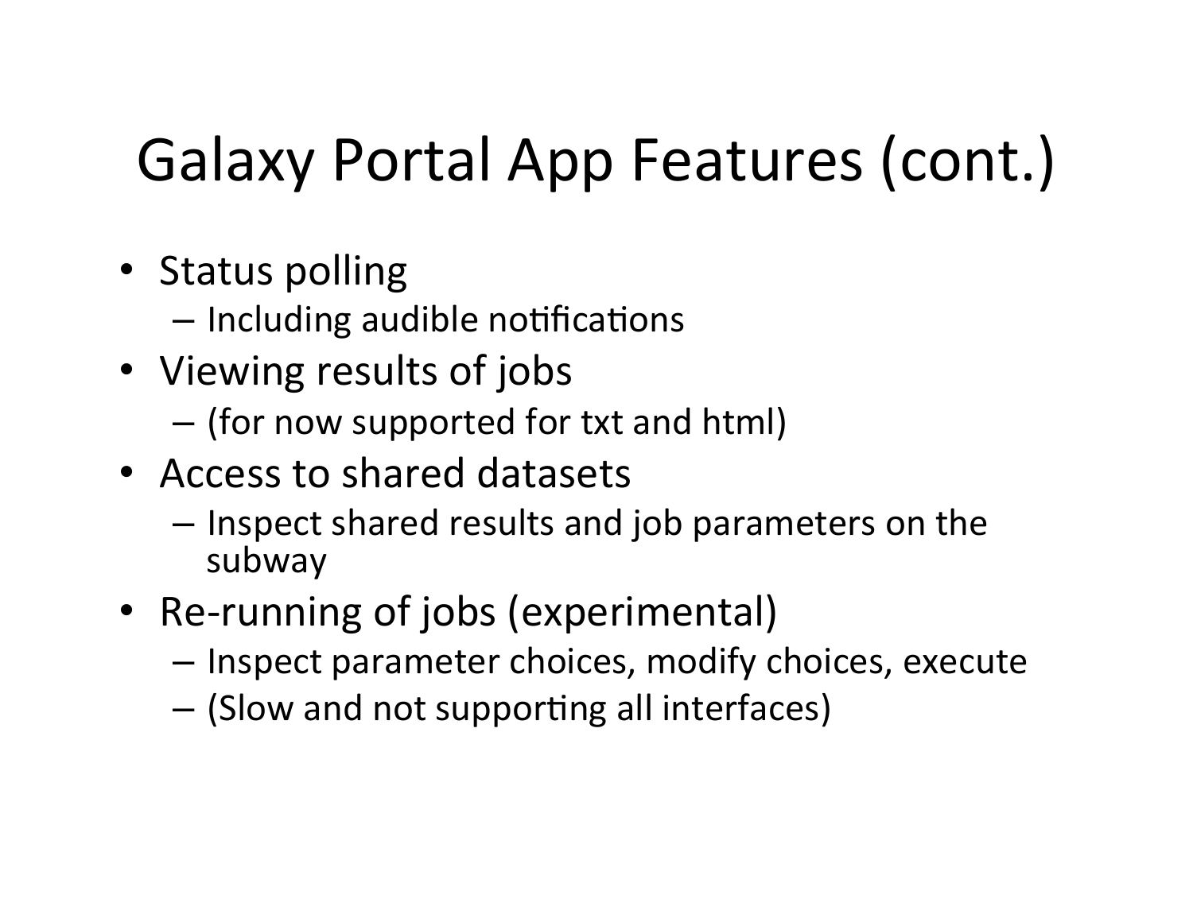# Galaxy Portal App Features (cont.)

- Status polling
  - Including audible notifications
- Viewing results of jobs
  - (for now supported for txt and html)
- Access to shared datasets
  - Inspect shared results and job parameters on the subway
- Re-running of jobs (experimental)
  - Inspect parameter choices, modify choices, execute
  - (Slow and not supporting all interfaces)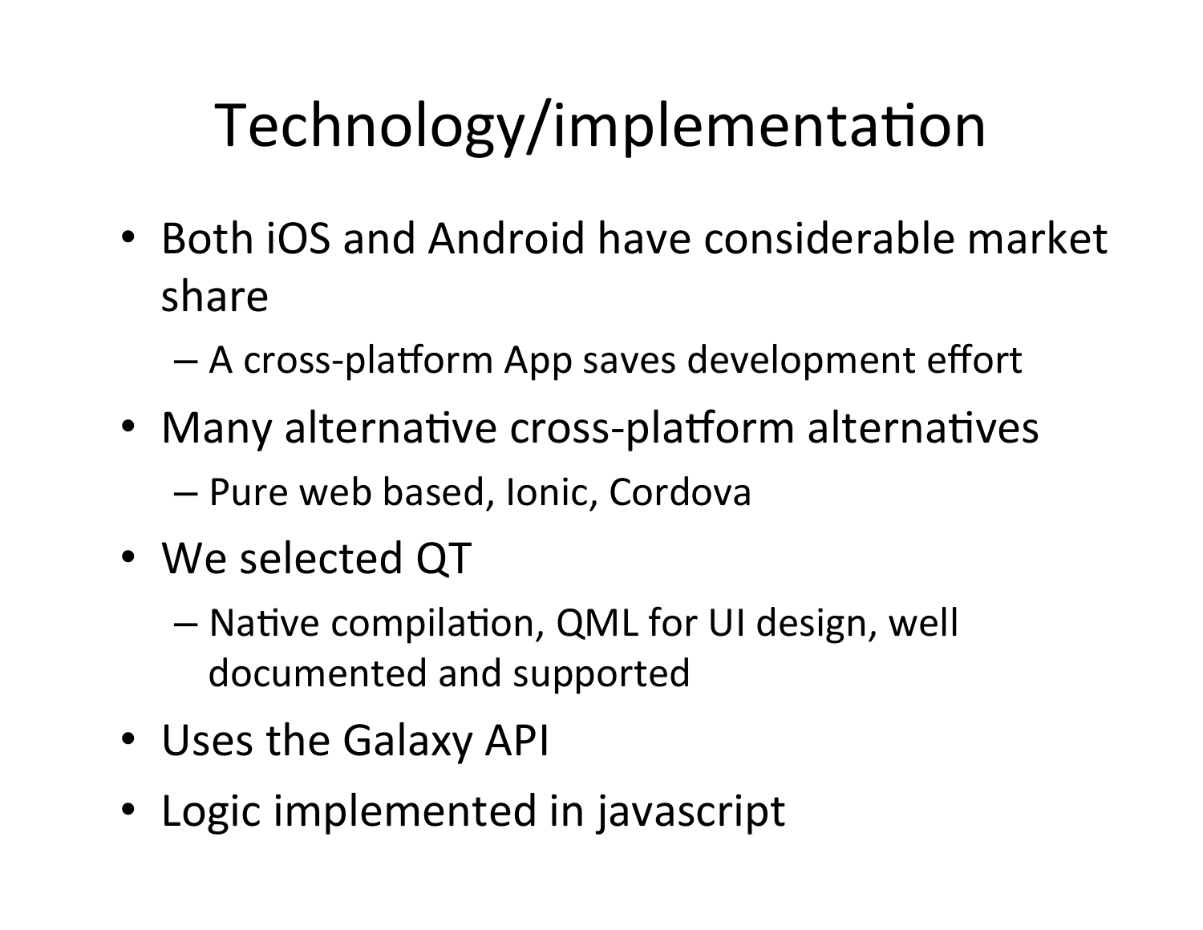# Technology/implementation

- Both iOS and Android have considerable market share
  - A cross-platform App saves development effort
- Many alternative cross-platform alternatives
  - Pure web based, Ionic, Cordova
- We selected QT
  - Native compilation, QML for UI design, well documented and supported
- Uses the Galaxy API
- Logic implemented in javascript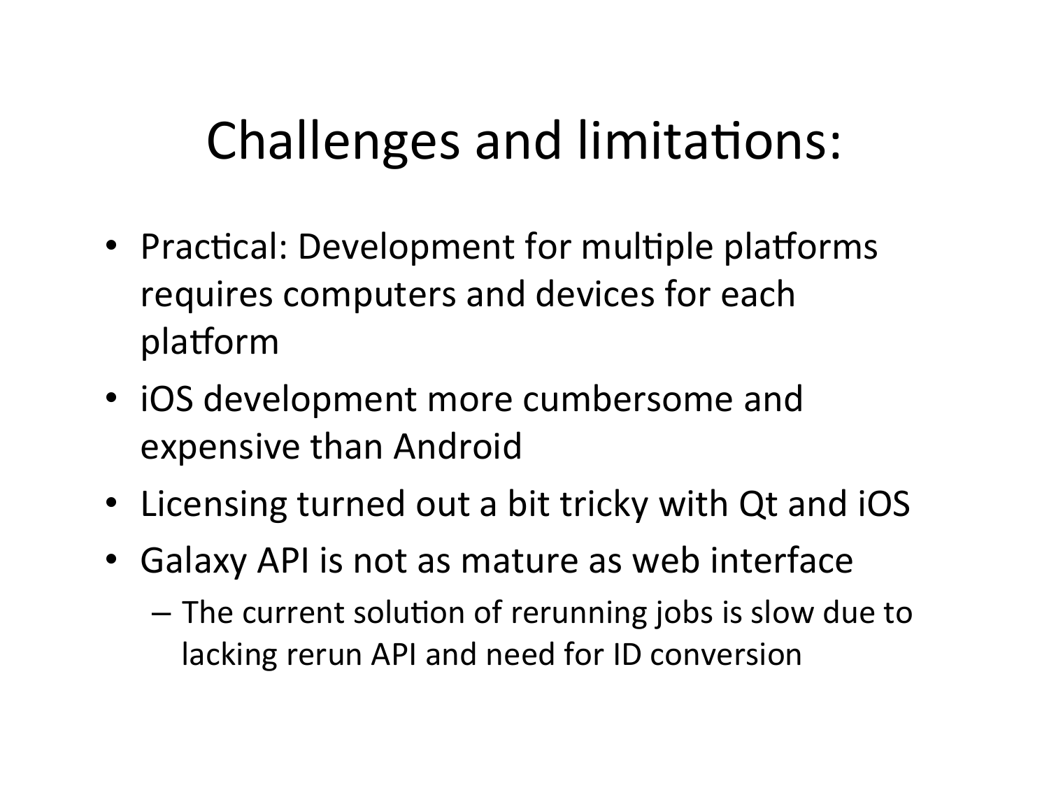# Challenges and limitations:

- Practical: Development for multiple platforms requires computers and devices for each platform
- iOS development more cumbersome and expensive than Android
- Licensing turned out a bit tricky with Qt and iOS
- Galaxy API is not as mature as web interface
  - The current solution of rerunning jobs is slow due to lacking rerun API and need for ID conversion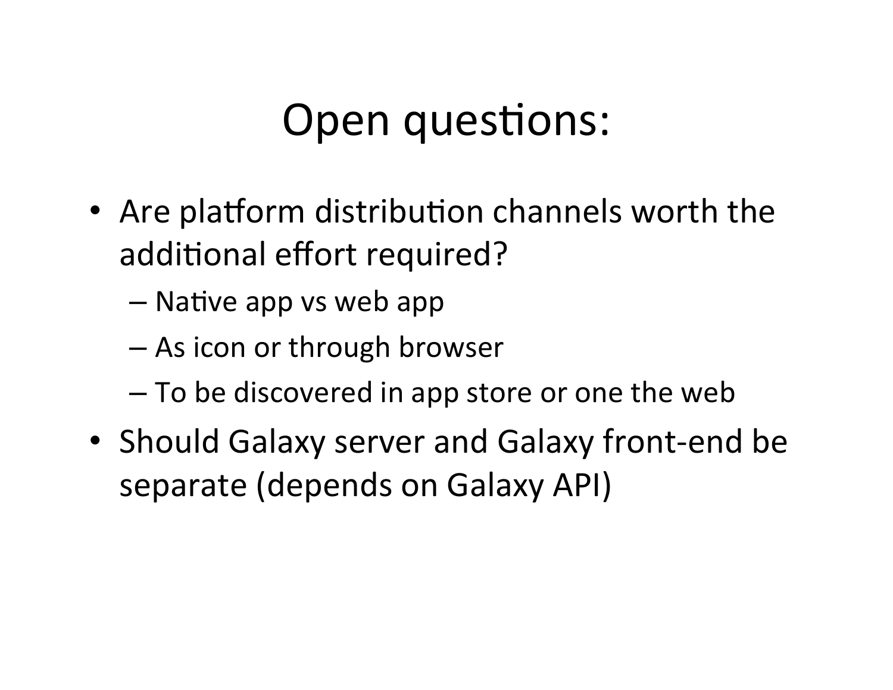# Open questions:

- Are platform distribution channels worth the additional effort required?
  - Native app vs web app
  - As icon or through browser
  - To be discovered in app store or one the web
- Should Galaxy server and Galaxy front-end be separate (depends on Galaxy API)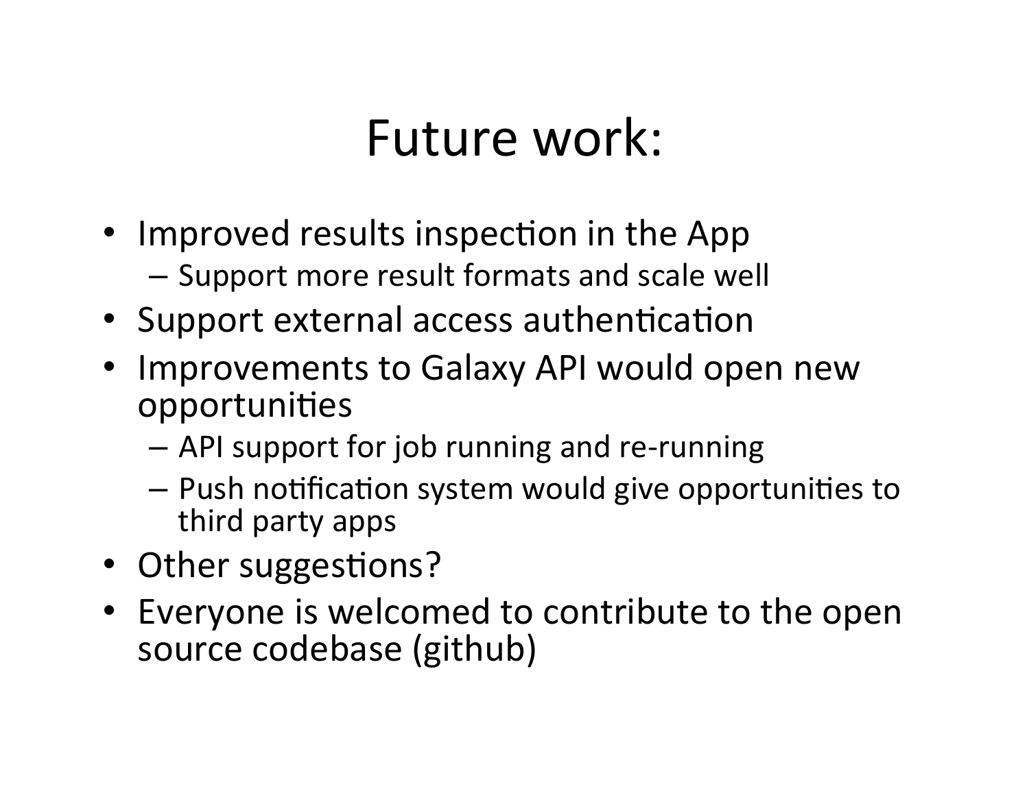# Future work:

- Improved results inspection in the App
  - Support more result formats and scale well
- Support external access authentication
- Improvements to Galaxy API would open new opportunities
  - API support for job running and re-running
  - Push notification system would give opportunities to third party apps
- Other suggestions?
- Everyone is welcomed to contribute to the open source codebase (github)